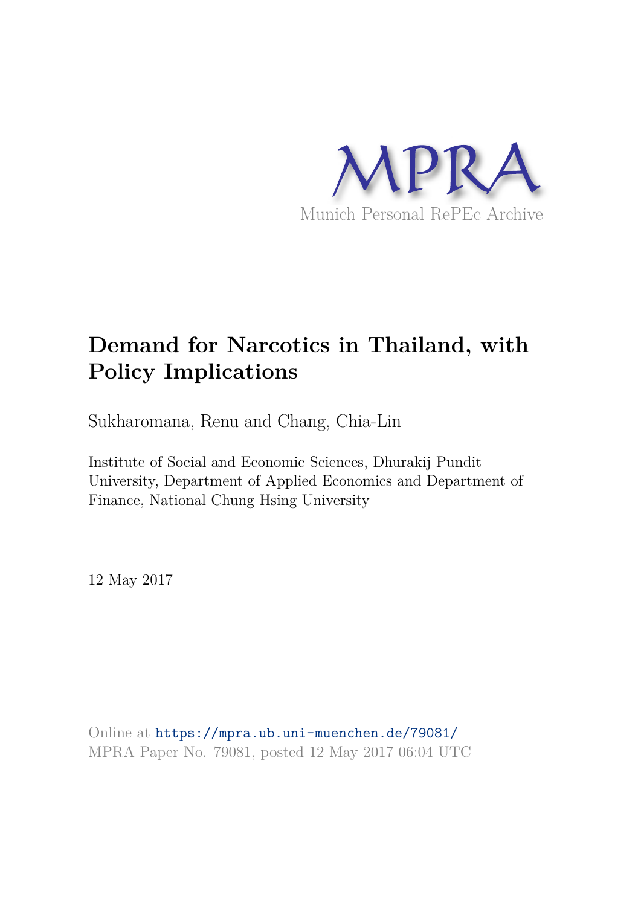MPRA

Munich Personal RePEc Archive

# Demand for Narcotics in Thailand, with Policy Implications

Sukharomana, Renu and Chang, Chia-Lin

Institute of Social and Economic Sciences, Dhurakij Pundit University, Department of Applied Economics and Department of Finance, National Chung Hsing University

12 May 2017

Online at https://mpra.ub.uni-muenchen.de/79081/
MPRA Paper No. 79081, posted 12 May 2017 06:04 UTC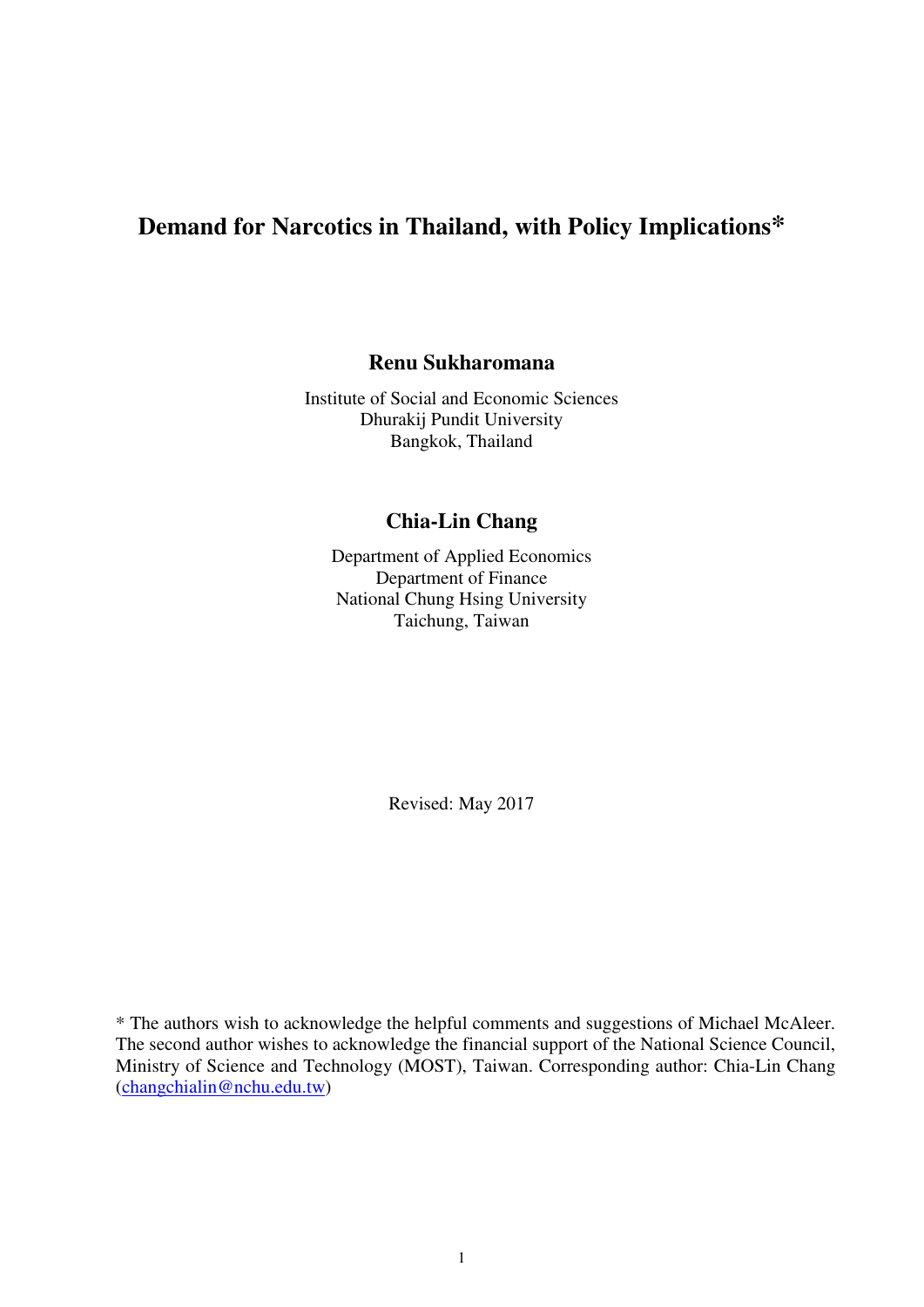# Demand for Narcotics in Thailand, with Policy Implications*

**Renu Sukharomana**

Institute of Social and Economic Sciences
Dhurakij Pundit University
Bangkok, Thailand

**Chia-Lin Chang**

Department of Applied Economics
Department of Finance
National Chung Hsing University
Taichung, Taiwan

Revised: May 2017

\* The authors wish to acknowledge the helpful comments and suggestions of Michael McAleer. The second author wishes to acknowledge the financial support of the National Science Council, Ministry of Science and Technology (MOST), Taiwan. Corresponding author: Chia-Lin Chang (changchialin@nchu.edu.tw)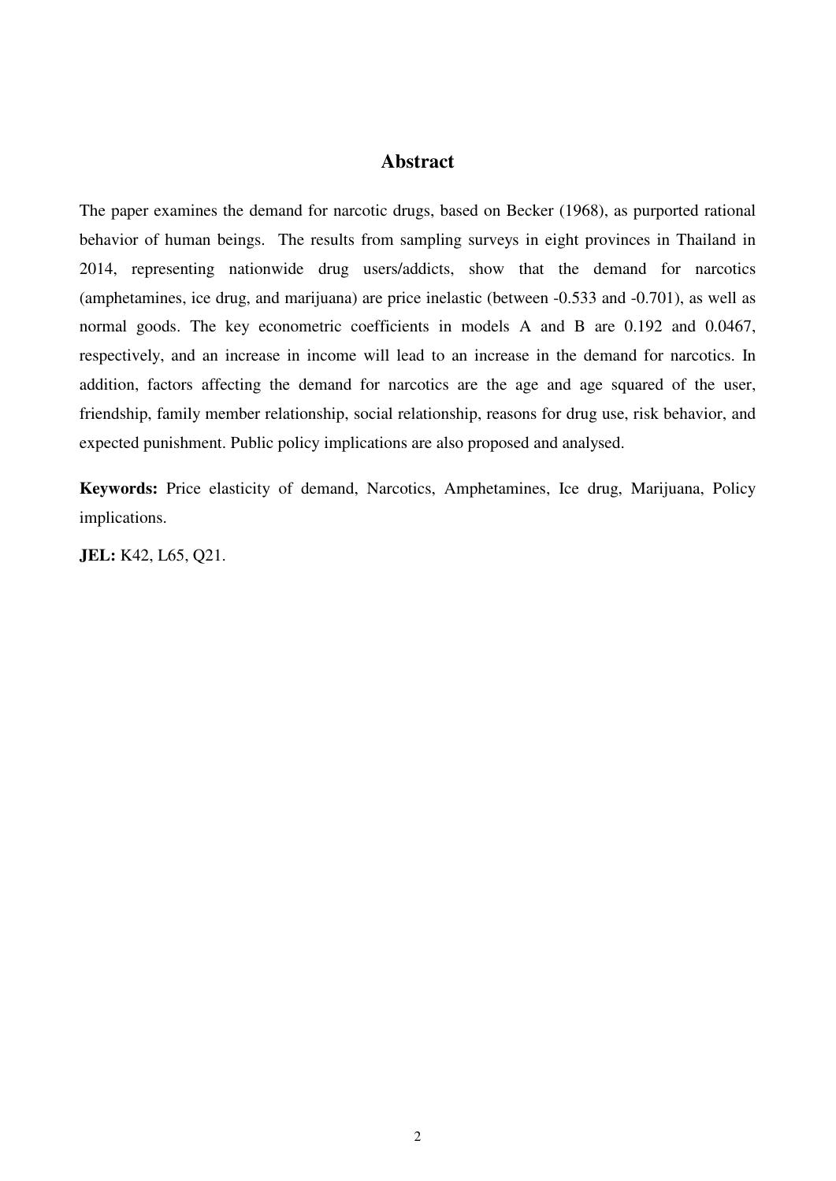## Abstract

The paper examines the demand for narcotic drugs, based on Becker (1968), as purported rational behavior of human beings. The results from sampling surveys in eight provinces in Thailand in 2014, representing nationwide drug users/addicts, show that the demand for narcotics (amphetamines, ice drug, and marijuana) are price inelastic (between -0.533 and -0.701), as well as normal goods. The key econometric coefficients in models A and B are 0.192 and 0.0467, respectively, and an increase in income will lead to an increase in the demand for narcotics. In addition, factors affecting the demand for narcotics are the age and age squared of the user, friendship, family member relationship, social relationship, reasons for drug use, risk behavior, and expected punishment. Public policy implications are also proposed and analysed.

**Keywords:** Price elasticity of demand, Narcotics, Amphetamines, Ice drug, Marijuana, Policy implications.

**JEL:** K42, L65, Q21.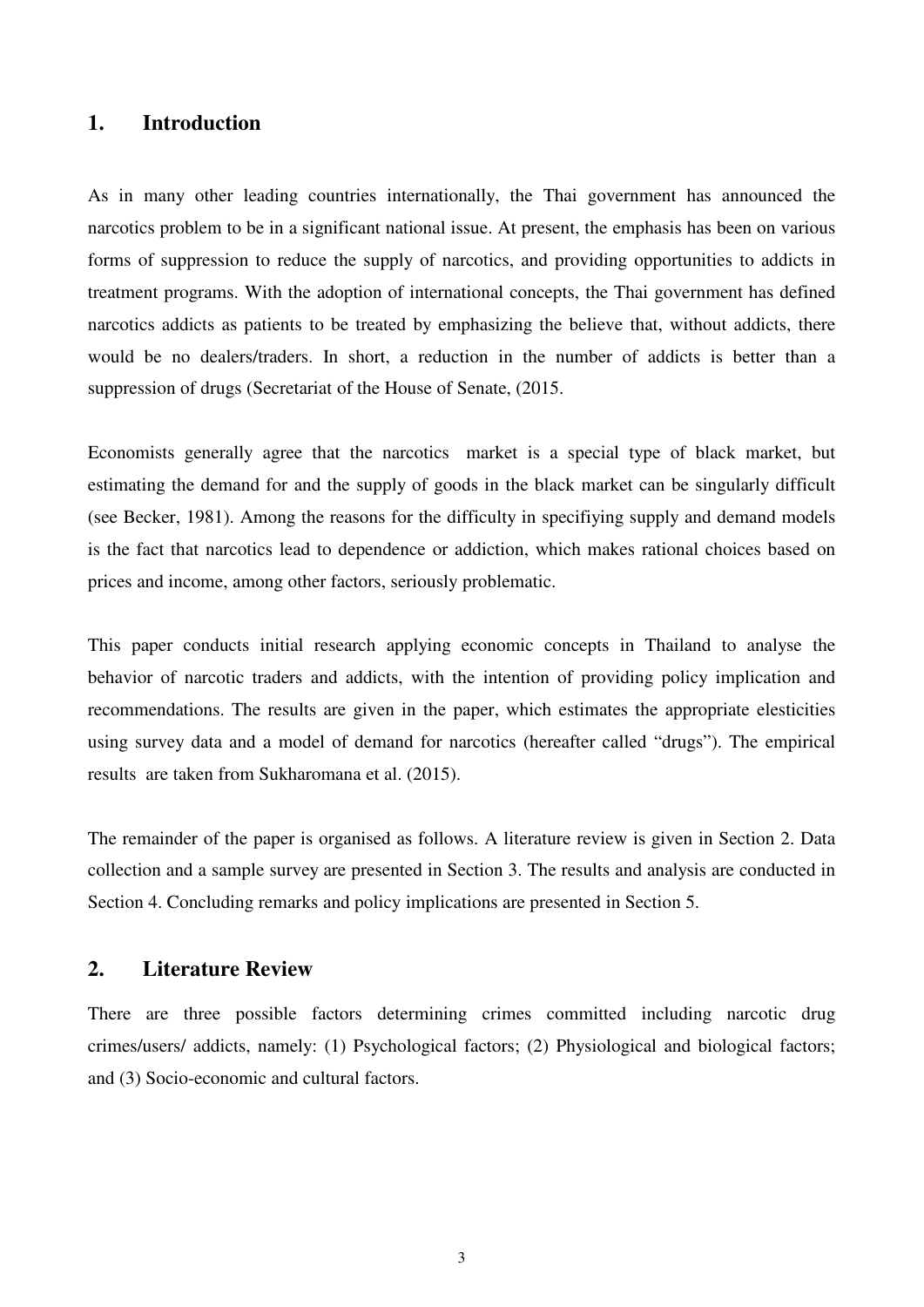## 1. Introduction

As in many other leading countries internationally, the Thai government has announced the narcotics problem to be in a significant national issue. At present, the emphasis has been on various forms of suppression to reduce the supply of narcotics, and providing opportunities to addicts in treatment programs. With the adoption of international concepts, the Thai government has defined narcotics addicts as patients to be treated by emphasizing the believe that, without addicts, there would be no dealers/traders. In short, a reduction in the number of addicts is better than a suppression of drugs (Secretariat of the House of Senate, (2015.

Economists generally agree that the narcotics market is a special type of black market, but estimating the demand for and the supply of goods in the black market can be singularly difficult (see Becker, 1981). Among the reasons for the difficulty in specifiying supply and demand models is the fact that narcotics lead to dependence or addiction, which makes rational choices based on prices and income, among other factors, seriously problematic.

This paper conducts initial research applying economic concepts in Thailand to analyse the behavior of narcotic traders and addicts, with the intention of providing policy implication and recommendations. The results are given in the paper, which estimates the appropriate elesticities using survey data and a model of demand for narcotics (hereafter called "drugs"). The empirical results are taken from Sukharomana et al. (2015).

The remainder of the paper is organised as follows. A literature review is given in Section 2. Data collection and a sample survey are presented in Section 3. The results and analysis are conducted in Section 4. Concluding remarks and policy implications are presented in Section 5.

## 2. Literature Review

There are three possible factors determining crimes committed including narcotic drug crimes/users/ addicts, namely: (1) Psychological factors; (2) Physiological and biological factors; and (3) Socio-economic and cultural factors.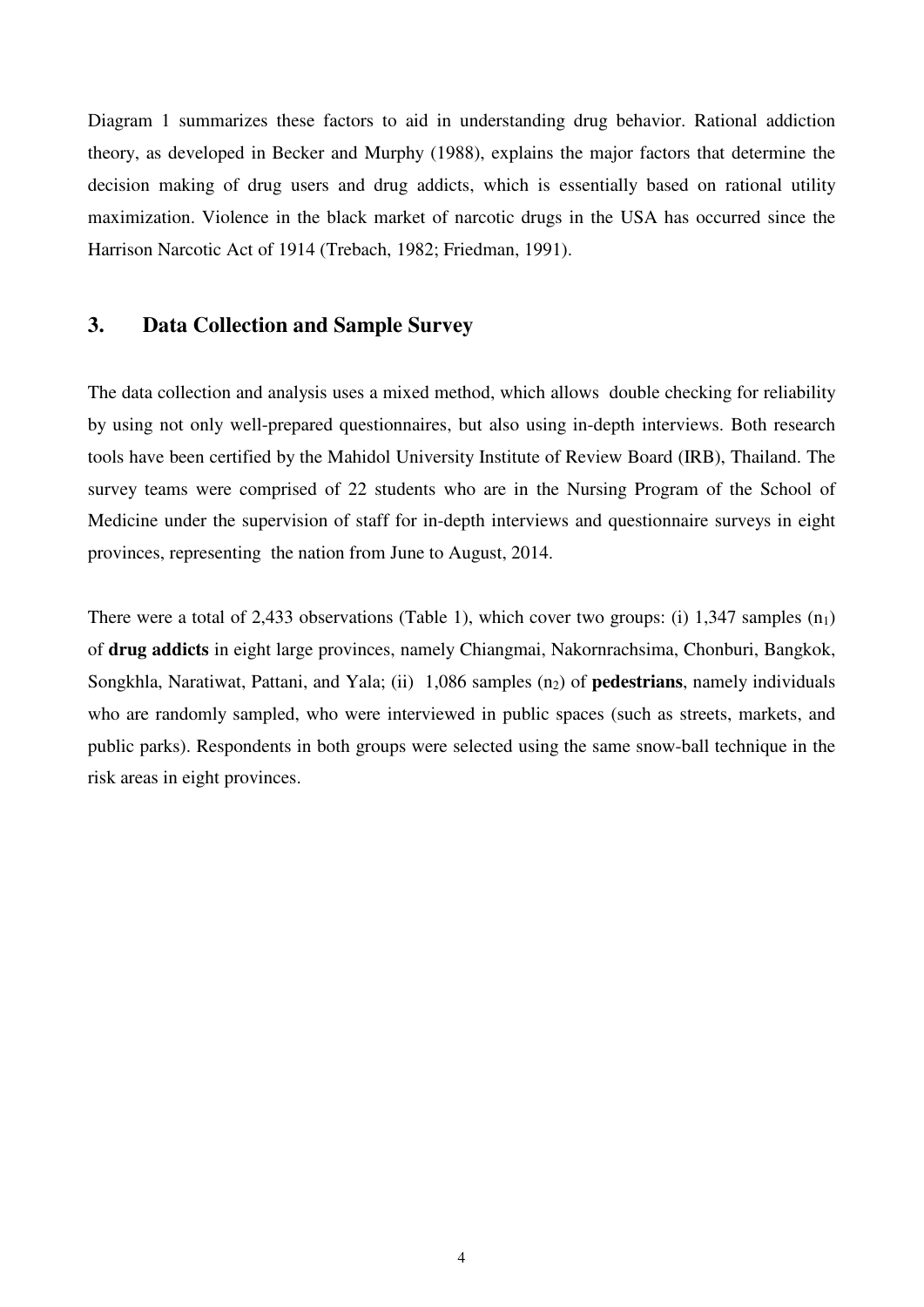Diagram 1 summarizes these factors to aid in understanding drug behavior. Rational addiction theory, as developed in Becker and Murphy (1988), explains the major factors that determine the decision making of drug users and drug addicts, which is essentially based on rational utility maximization. Violence in the black market of narcotic drugs in the USA has occurred since the Harrison Narcotic Act of 1914 (Trebach, 1982; Friedman, 1991).

## 3. Data Collection and Sample Survey

The data collection and analysis uses a mixed method, which allows double checking for reliability by using not only well-prepared questionnaires, but also using in-depth interviews. Both research tools have been certified by the Mahidol University Institute of Review Board (IRB), Thailand. The survey teams were comprised of 22 students who are in the Nursing Program of the School of Medicine under the supervision of staff for in-depth interviews and questionnaire surveys in eight provinces, representing the nation from June to August, 2014.

There were a total of 2,433 observations (Table 1), which cover two groups: (i) 1,347 samples ($n_1$) of **drug addicts** in eight large provinces, namely Chiangmai, Nakornrachsima, Chonburi, Bangkok, Songkhla, Naratiwat, Pattani, and Yala; (ii) 1,086 samples ($n_2$) of **pedestrians**, namely individuals who are randomly sampled, who were interviewed in public spaces (such as streets, markets, and public parks). Respondents in both groups were selected using the same snow-ball technique in the risk areas in eight provinces.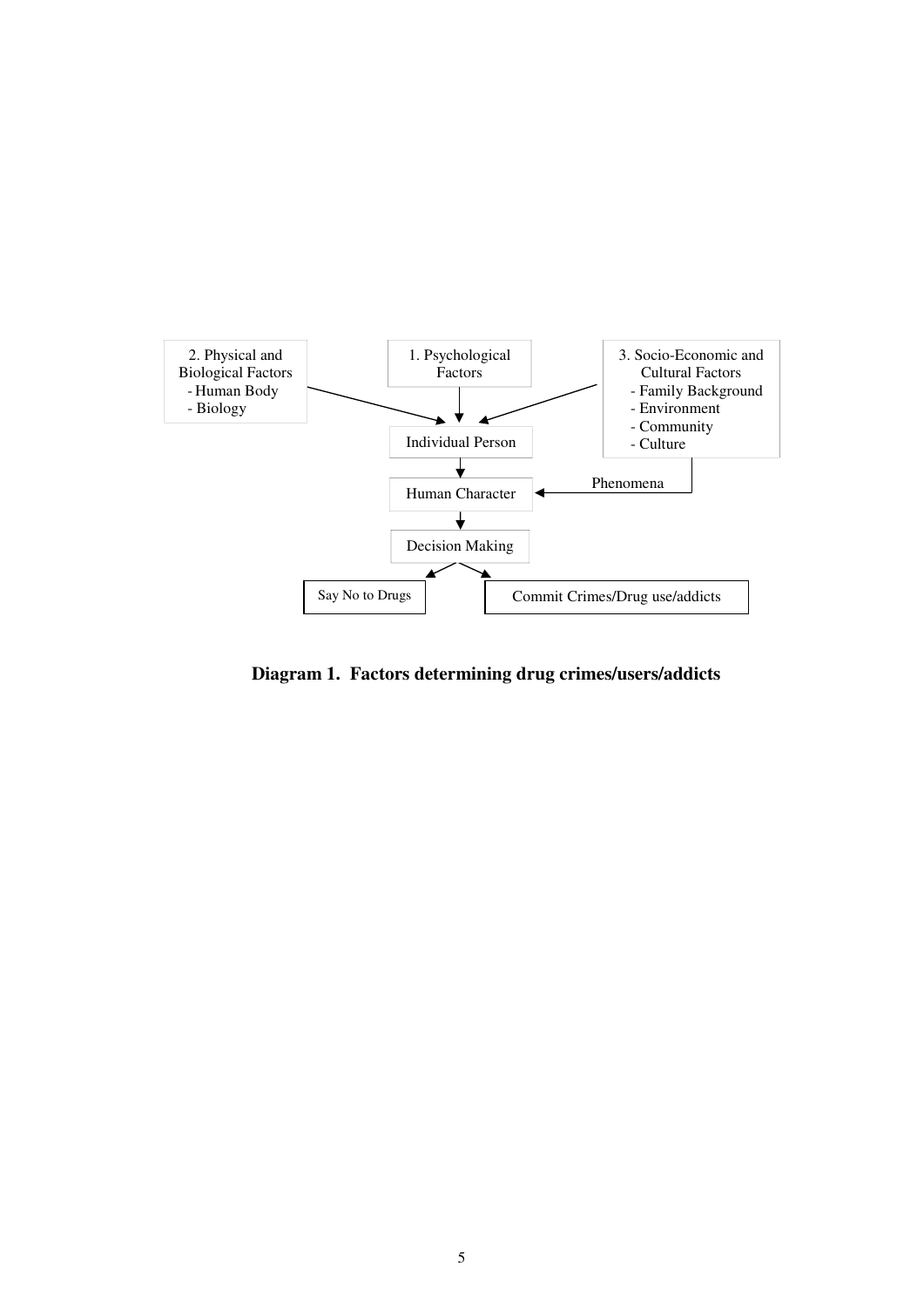2. Physical and Biological Factors
- Human Body
- Biology

1. Psychological Factors

3. Socio-Economic and Cultural Factors
- Family Background
- Environment
- Community
- Culture

Individual Person

Phenomena

Human Character

Decision Making

Say No to Drugs

Commit Crimes/Drug use/addicts

**Diagram 1. Factors determining drug crimes/users/addicts**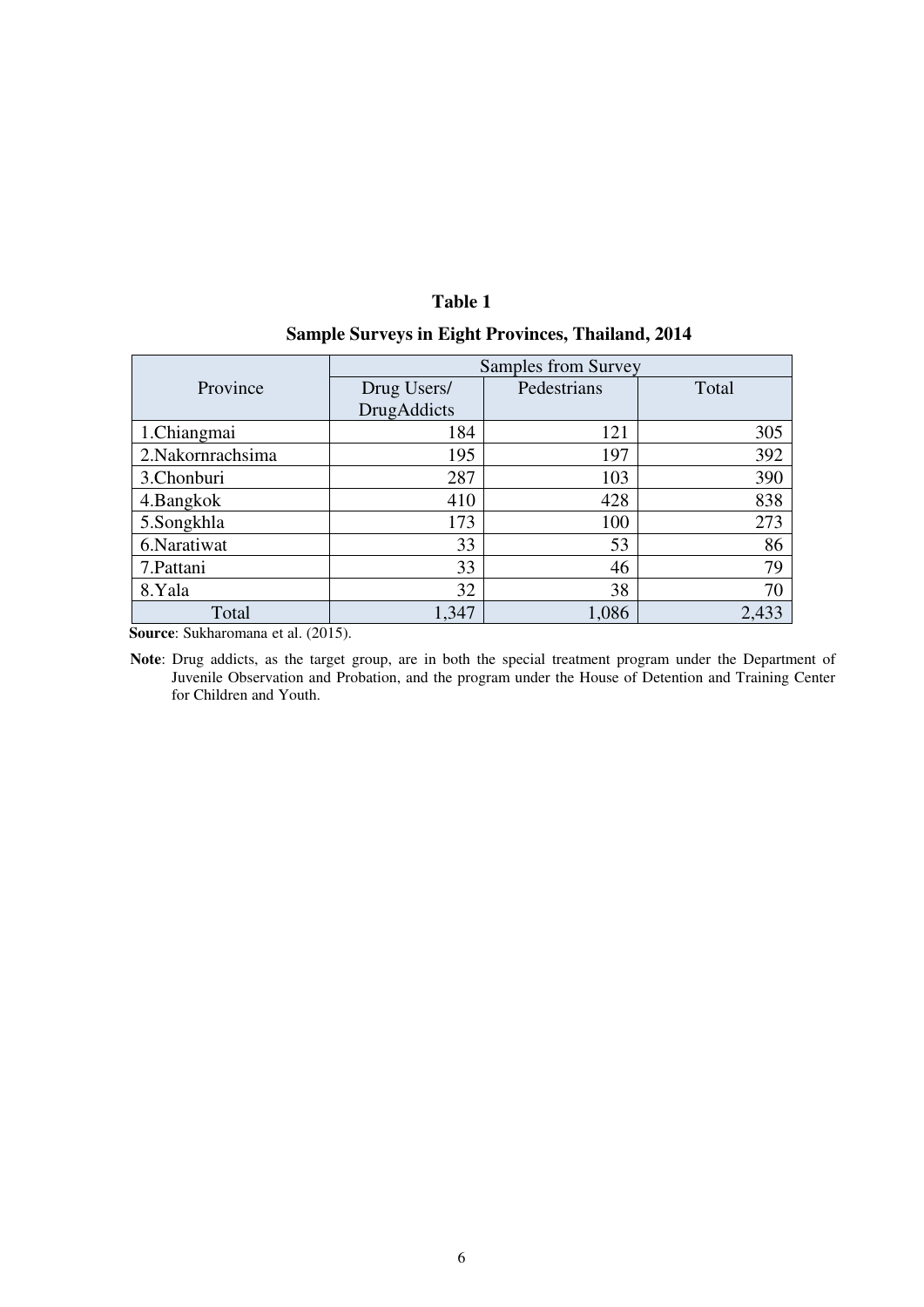**Table 1**

**Sample Surveys in Eight Provinces, Thailand, 2014**

| Province | Samples from Survey | | |
|---|---|---|---|
| | Drug Users/ DrugAddicts | Pedestrians | Total |
| 1.Chiangmai | 184 | 121 | 305 |
| 2.Nakornrachsima | 195 | 197 | 392 |
| 3.Chonburi | 287 | 103 | 390 |
| 4.Bangkok | 410 | 428 | 838 |
| 5.Songkhla | 173 | 100 | 273 |
| 6.Naratiwat | 33 | 53 | 86 |
| 7.Pattani | 33 | 46 | 79 |
| 8.Yala | 32 | 38 | 70 |
| Total | 1,347 | 1,086 | 2,433 |

**Source**: Sukharomana et al. (2015).

**Note**: Drug addicts, as the target group, are in both the special treatment program under the Department of Juvenile Observation and Probation, and the program under the House of Detention and Training Center for Children and Youth.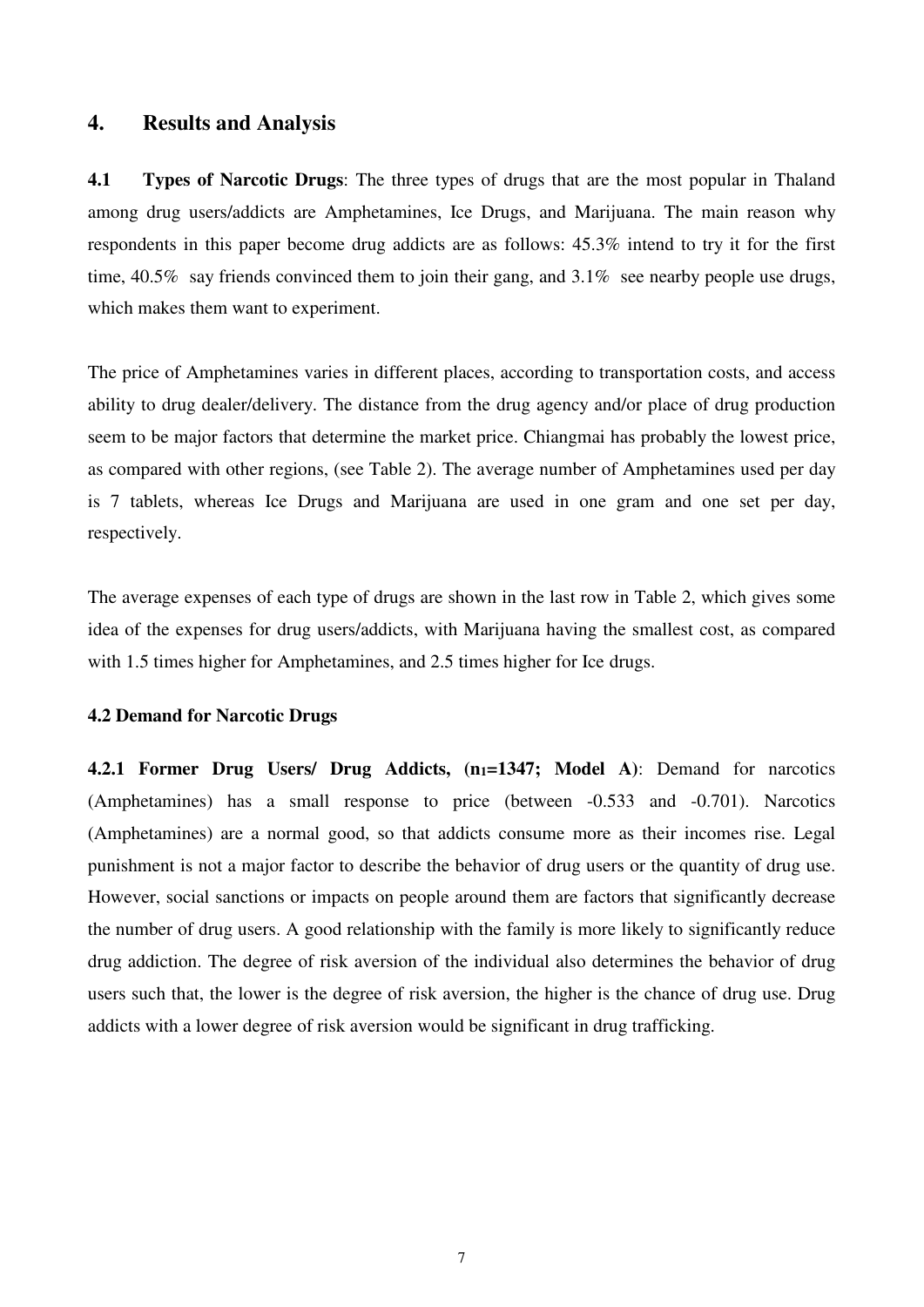## 4. Results and Analysis

**4.1 Types of Narcotic Drugs**: The three types of drugs that are the most popular in Thaland among drug users/addicts are Amphetamines, Ice Drugs, and Marijuana. The main reason why respondents in this paper become drug addicts are as follows: 45.3% intend to try it for the first time, 40.5% say friends convinced them to join their gang, and 3.1% see nearby people use drugs, which makes them want to experiment.

The price of Amphetamines varies in different places, according to transportation costs, and access ability to drug dealer/delivery. The distance from the drug agency and/or place of drug production seem to be major factors that determine the market price. Chiangmai has probably the lowest price, as compared with other regions, (see Table 2). The average number of Amphetamines used per day is 7 tablets, whereas Ice Drugs and Marijuana are used in one gram and one set per day, respectively.

The average expenses of each type of drugs are shown in the last row in Table 2, which gives some idea of the expenses for drug users/addicts, with Marijuana having the smallest cost, as compared with 1.5 times higher for Amphetamines, and 2.5 times higher for Ice drugs.

### 4.2 Demand for Narcotic Drugs

**4.2.1 Former Drug Users/ Drug Addicts, ($n_1$=1347; Model A)**: Demand for narcotics (Amphetamines) has a small response to price (between -0.533 and -0.701). Narcotics (Amphetamines) are a normal good, so that addicts consume more as their incomes rise. Legal punishment is not a major factor to describe the behavior of drug users or the quantity of drug use. However, social sanctions or impacts on people around them are factors that significantly decrease the number of drug users. A good relationship with the family is more likely to significantly reduce drug addiction. The degree of risk aversion of the individual also determines the behavior of drug users such that, the lower is the degree of risk aversion, the higher is the chance of drug use. Drug addicts with a lower degree of risk aversion would be significant in drug trafficking.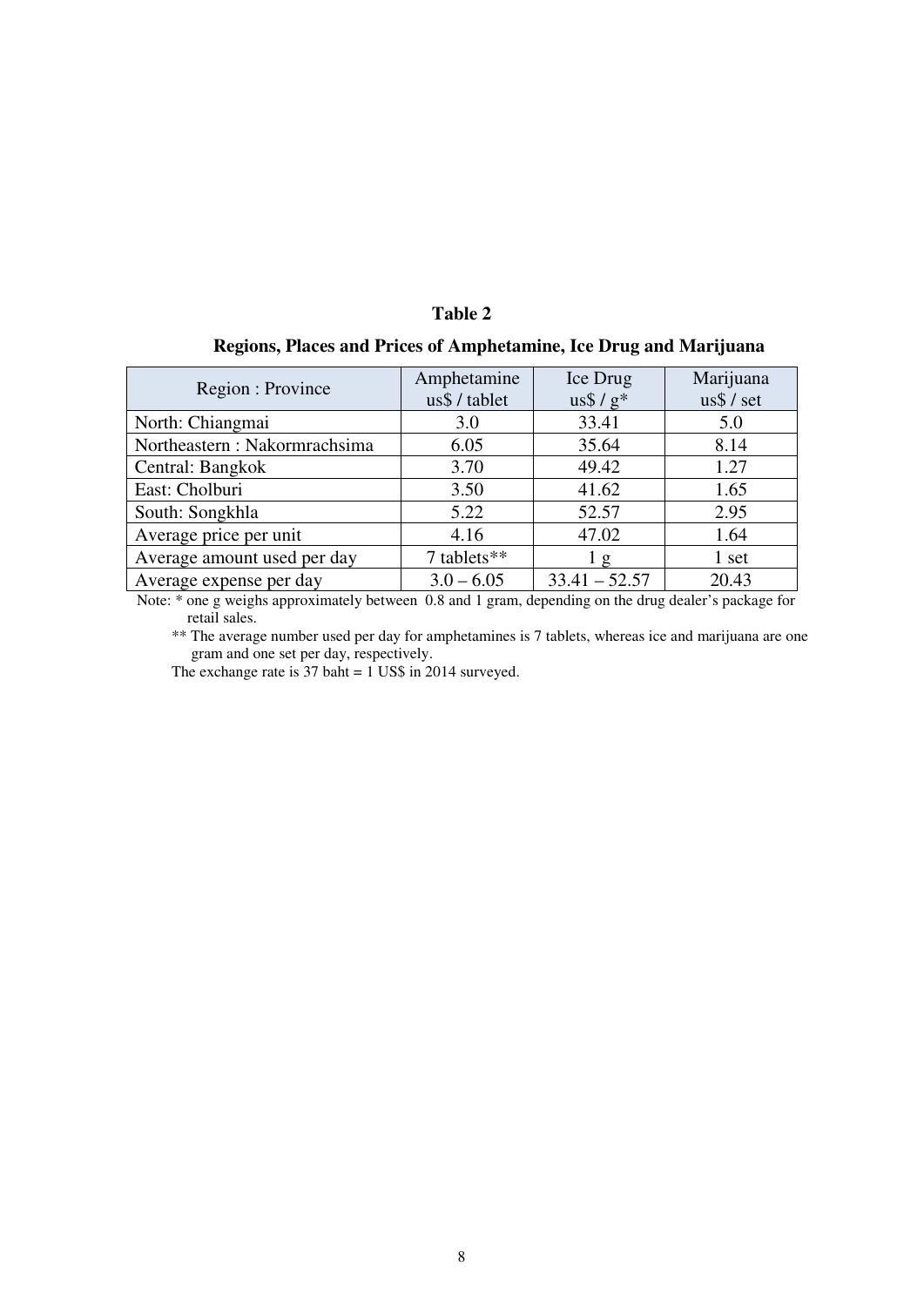**Table 2**

**Regions, Places and Prices of Amphetamine, Ice Drug and Marijuana**

| Region : Province | Amphetamine us$ / tablet | Ice Drug us$ / g* | Marijuana us$ / set |
|---|---|---|---|
| North: Chiangmai | 3.0 | 33.41 | 5.0 |
| Northeastern : Nakormrachsima | 6.05 | 35.64 | 8.14 |
| Central: Bangkok | 3.70 | 49.42 | 1.27 |
| East: Cholburi | 3.50 | 41.62 | 1.65 |
| South: Songkhla | 5.22 | 52.57 | 2.95 |
| Average price per unit | 4.16 | 47.02 | 1.64 |
| Average amount used per day | 7 tablets** | 1 g | 1 set |
| Average expense per day | 3.0 – 6.05 | 33.41 – 52.57 | 20.43 |

Note: * one g weighs approximately between 0.8 and 1 gram, depending on the drug dealer's package for retail sales.

** The average number used per day for amphetamines is 7 tablets, whereas ice and marijuana are one gram and one set per day, respectively.

The exchange rate is 37 baht = 1 US$ in 2014 surveyed.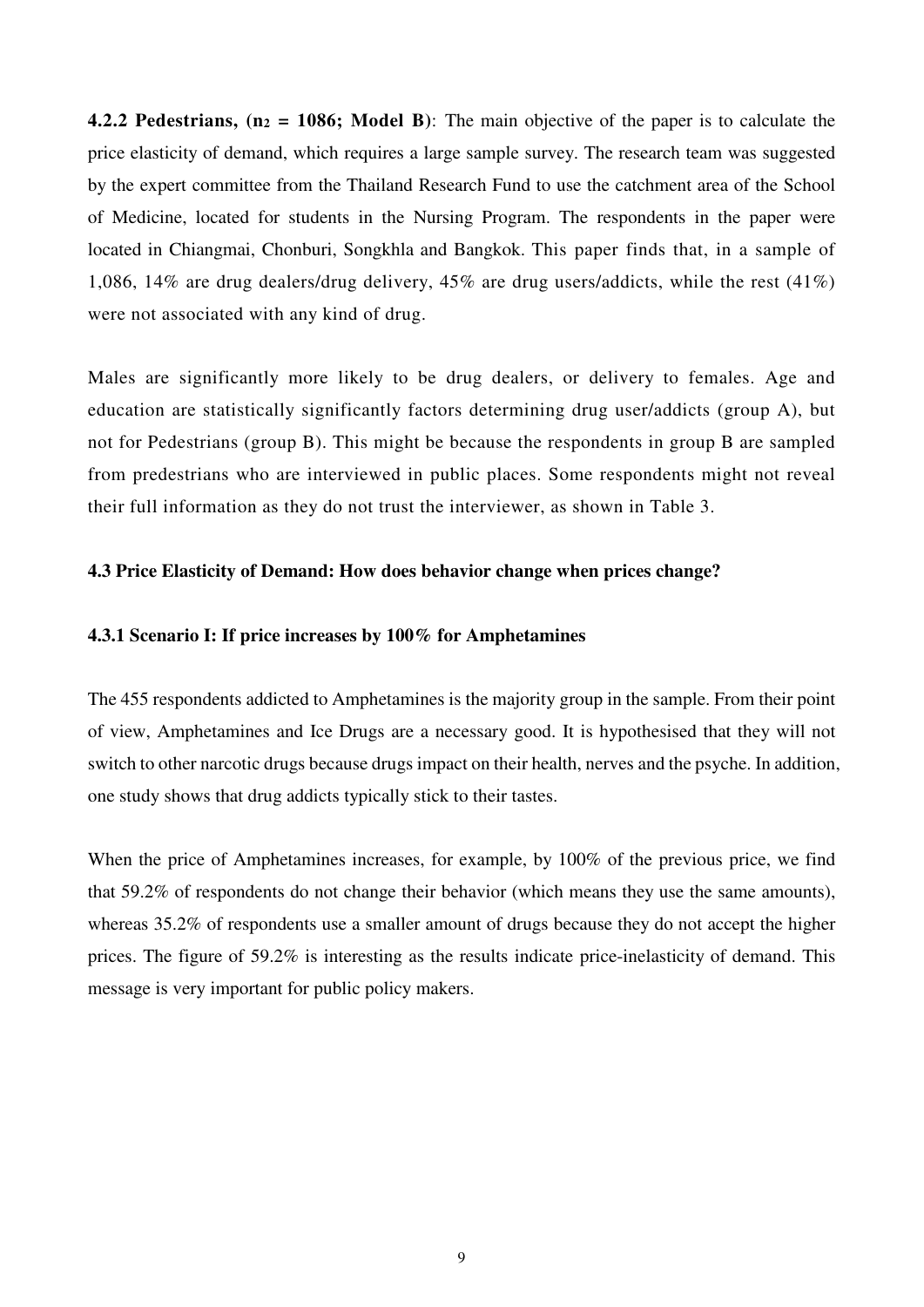**4.2.2 Pedestrians, ($n_2$ = 1086; Model B)**: The main objective of the paper is to calculate the price elasticity of demand, which requires a large sample survey. The research team was suggested by the expert committee from the Thailand Research Fund to use the catchment area of the School of Medicine, located for students in the Nursing Program. The respondents in the paper were located in Chiangmai, Chonburi, Songkhla and Bangkok. This paper finds that, in a sample of 1,086, 14% are drug dealers/drug delivery, 45% are drug users/addicts, while the rest (41%) were not associated with any kind of drug.

Males are significantly more likely to be drug dealers, or delivery to females. Age and education are statistically significantly factors determining drug user/addicts (group A), but not for Pedestrians (group B). This might be because the respondents in group B are sampled from predestrians who are interviewed in public places. Some respondents might not reveal their full information as they do not trust the interviewer, as shown in Table 3.

### 4.3 Price Elasticity of Demand: How does behavior change when prices change?

#### 4.3.1 Scenario I: If price increases by 100% for Amphetamines

The 455 respondents addicted to Amphetamines is the majority group in the sample. From their point of view, Amphetamines and Ice Drugs are a necessary good. It is hypothesised that they will not switch to other narcotic drugs because drugs impact on their health, nerves and the psyche. In addition, one study shows that drug addicts typically stick to their tastes.

When the price of Amphetamines increases, for example, by 100% of the previous price, we find that 59.2% of respondents do not change their behavior (which means they use the same amounts), whereas 35.2% of respondents use a smaller amount of drugs because they do not accept the higher prices. The figure of 59.2% is interesting as the results indicate price-inelasticity of demand. This message is very important for public policy makers.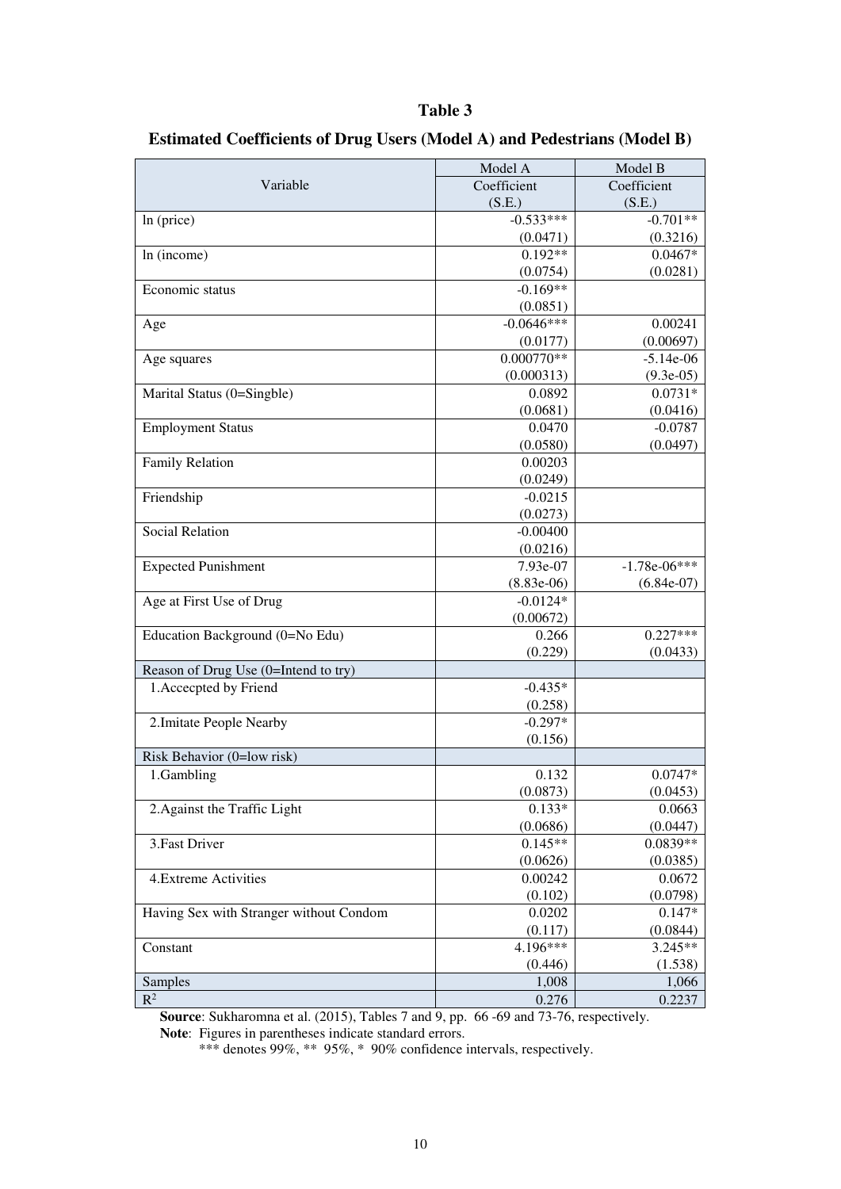**Table 3**

**Estimated Coefficients of Drug Users (Model A) and Pedestrians (Model B)**

| Variable | Model A Coefficient (S.E.) | Model B Coefficient (S.E.) |
|---|---|---|
| ln (price) | -0.533*** | -0.701** |
| | (0.0471) | (0.3216) |
| ln (income) | 0.192** | 0.0467* |
| | (0.0754) | (0.0281) |
| Economic status | -0.169** | |
| | (0.0851) | |
| Age | -0.0646*** | 0.00241 |
| | (0.0177) | (0.00697) |
| Age squares | 0.000770** | -5.14e-06 |
| | (0.000313) | (9.3e-05) |
| Marital Status (0=Singble) | 0.0892 | 0.0731* |
| | (0.0681) | (0.0416) |
| Employment Status | 0.0470 | -0.0787 |
| | (0.0580) | (0.0497) |
| Family Relation | 0.00203 | |
| | (0.0249) | |
| Friendship | -0.0215 | |
| | (0.0273) | |
| Social Relation | -0.00400 | |
| | (0.0216) | |
| Expected Punishment | 7.93e-07 | -1.78e-06*** |
| | (8.83e-06) | (6.84e-07) |
| Age at First Use of Drug | -0.0124* | |
| | (0.00672) | |
| Education Background (0=No Edu) | 0.266 | 0.227*** |
| | (0.229) | (0.0433) |
| Reason of Drug Use (0=Intend to try) | | |
| 1.Accecpted by Friend | -0.435* | |
| | (0.258) | |
| 2.Imitate People Nearby | -0.297* | |
| | (0.156) | |
| Risk Behavior (0=low risk) | | |
| 1.Gambling | 0.132 | 0.0747* |
| | (0.0873) | (0.0453) |
| 2.Against the Traffic Light | 0.133* | 0.0663 |
| | (0.0686) | (0.0447) |
| 3.Fast Driver | 0.145** | 0.0839** |
| | (0.0626) | (0.0385) |
| 4.Extreme Activities | 0.00242 | 0.0672 |
| | (0.102) | (0.0798) |
| Having Sex with Stranger without Condom | 0.0202 | 0.147* |
| | (0.117) | (0.0844) |
| Constant | 4.196*** | 3.245** |
| | (0.446) | (1.538) |
| Samples | 1,008 | 1,066 |
| $R^2$ | 0.276 | 0.2237 |

**Source**: Sukharomna et al. (2015), Tables 7 and 9, pp. 66 -69 and 73-76, respectively.

**Note**: Figures in parentheses indicate standard errors.

*** denotes 99%, ** 95%, * 90% confidence intervals, respectively.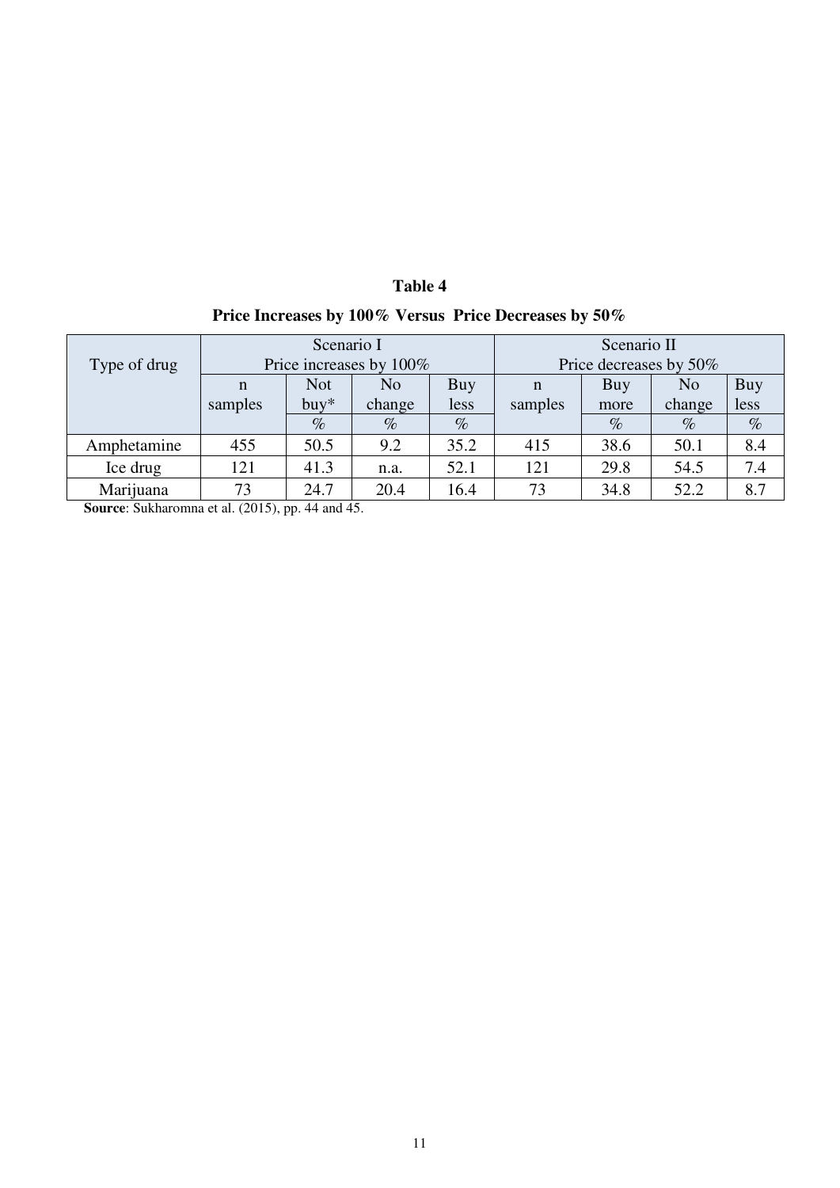**Table 4**

**Price Increases by 100% Versus Price Decreases by 50%**

| Type of drug | Scenario I Price increases by 100% | | | | Scenario II Price decreases by 50% | | | |
|---|---|---|---|---|---|---|---|---|
| | n samples | Not buy* | No change | Buy less | n samples | Buy more | No change | Buy less |
| | | % | % | % | | % | % | % |
| Amphetamine | 455 | 50.5 | 9.2 | 35.2 | 415 | 38.6 | 50.1 | 8.4 |
| Ice drug | 121 | 41.3 | n.a. | 52.1 | 121 | 29.8 | 54.5 | 7.4 |
| Marijuana | 73 | 24.7 | 20.4 | 16.4 | 73 | 34.8 | 52.2 | 8.7 |

**Source**: Sukharomna et al. (2015), pp. 44 and 45.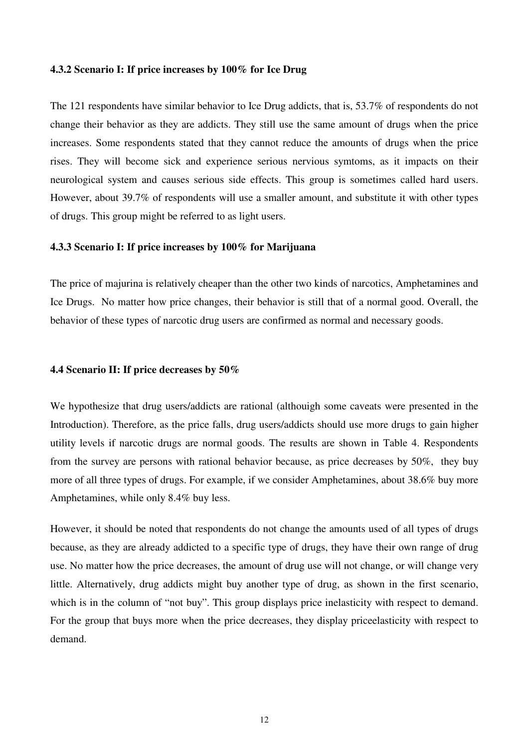#### 4.3.2 Scenario I: If price increases by 100% for Ice Drug

The 121 respondents have similar behavior to Ice Drug addicts, that is, 53.7% of respondents do not change their behavior as they are addicts. They still use the same amount of drugs when the price increases. Some respondents stated that they cannot reduce the amounts of drugs when the price rises. They will become sick and experience serious nervious symtoms, as it impacts on their neurological system and causes serious side effects. This group is sometimes called hard users. However, about 39.7% of respondents will use a smaller amount, and substitute it with other types of drugs. This group might be referred to as light users.

#### 4.3.3 Scenario I: If price increases by 100% for Marijuana

The price of majurina is relatively cheaper than the other two kinds of narcotics, Amphetamines and Ice Drugs. No matter how price changes, their behavior is still that of a normal good. Overall, the behavior of these types of narcotic drug users are confirmed as normal and necessary goods.

### 4.4 Scenario II: If price decreases by 50%

We hypothesize that drug users/addicts are rational (althouigh some caveats were presented in the Introduction). Therefore, as the price falls, drug users/addicts should use more drugs to gain higher utility levels if narcotic drugs are normal goods. The results are shown in Table 4. Respondents from the survey are persons with rational behavior because, as price decreases by 50%, they buy more of all three types of drugs. For example, if we consider Amphetamines, about 38.6% buy more Amphetamines, while only 8.4% buy less.

However, it should be noted that respondents do not change the amounts used of all types of drugs because, as they are already addicted to a specific type of drugs, they have their own range of drug use. No matter how the price decreases, the amount of drug use will not change, or will change very little. Alternatively, drug addicts might buy another type of drug, as shown in the first scenario, which is in the column of "not buy". This group displays price inelasticity with respect to demand. For the group that buys more when the price decreases, they display priceelasticity with respect to demand.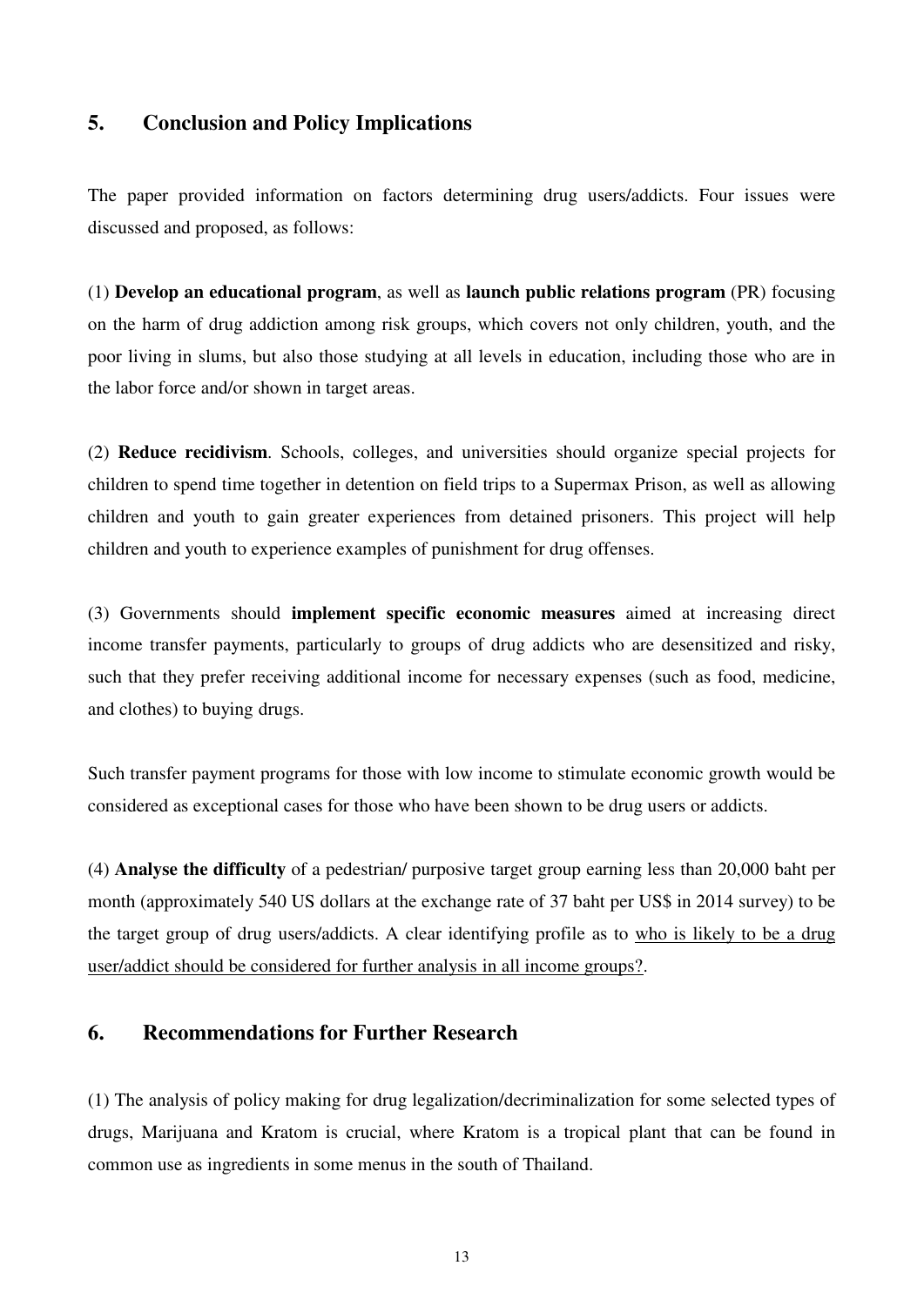## 5. Conclusion and Policy Implications

The paper provided information on factors determining drug users/addicts. Four issues were discussed and proposed, as follows:

(1) **Develop an educational program**, as well as **launch public relations program** (PR) focusing on the harm of drug addiction among risk groups, which covers not only children, youth, and the poor living in slums, but also those studying at all levels in education, including those who are in the labor force and/or shown in target areas.

(2) **Reduce recidivism**. Schools, colleges, and universities should organize special projects for children to spend time together in detention on field trips to a Supermax Prison, as well as allowing children and youth to gain greater experiences from detained prisoners. This project will help children and youth to experience examples of punishment for drug offenses.

(3) Governments should **implement specific economic measures** aimed at increasing direct income transfer payments, particularly to groups of drug addicts who are desensitized and risky, such that they prefer receiving additional income for necessary expenses (such as food, medicine, and clothes) to buying drugs.

Such transfer payment programs for those with low income to stimulate economic growth would be considered as exceptional cases for those who have been shown to be drug users or addicts.

(4) **Analyse the difficulty** of a pedestrian/ purposive target group earning less than 20,000 baht per month (approximately 540 US dollars at the exchange rate of 37 baht per US$ in 2014 survey) to be the target group of drug users/addicts. A clear identifying profile as to who is likely to be a drug user/addict should be considered for further analysis in all income groups?.

## 6. Recommendations for Further Research

(1) The analysis of policy making for drug legalization/decriminalization for some selected types of drugs, Marijuana and Kratom is crucial, where Kratom is a tropical plant that can be found in common use as ingredients in some menus in the south of Thailand.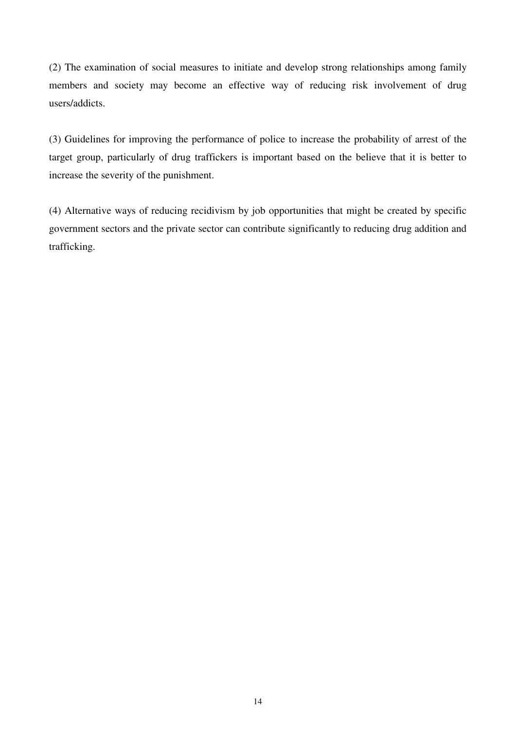(2) The examination of social measures to initiate and develop strong relationships among family members and society may become an effective way of reducing risk involvement of drug users/addicts.

(3) Guidelines for improving the performance of police to increase the probability of arrest of the target group, particularly of drug traffickers is important based on the believe that it is better to increase the severity of the punishment.

(4) Alternative ways of reducing recidivism by job opportunities that might be created by specific government sectors and the private sector can contribute significantly to reducing drug addition and trafficking.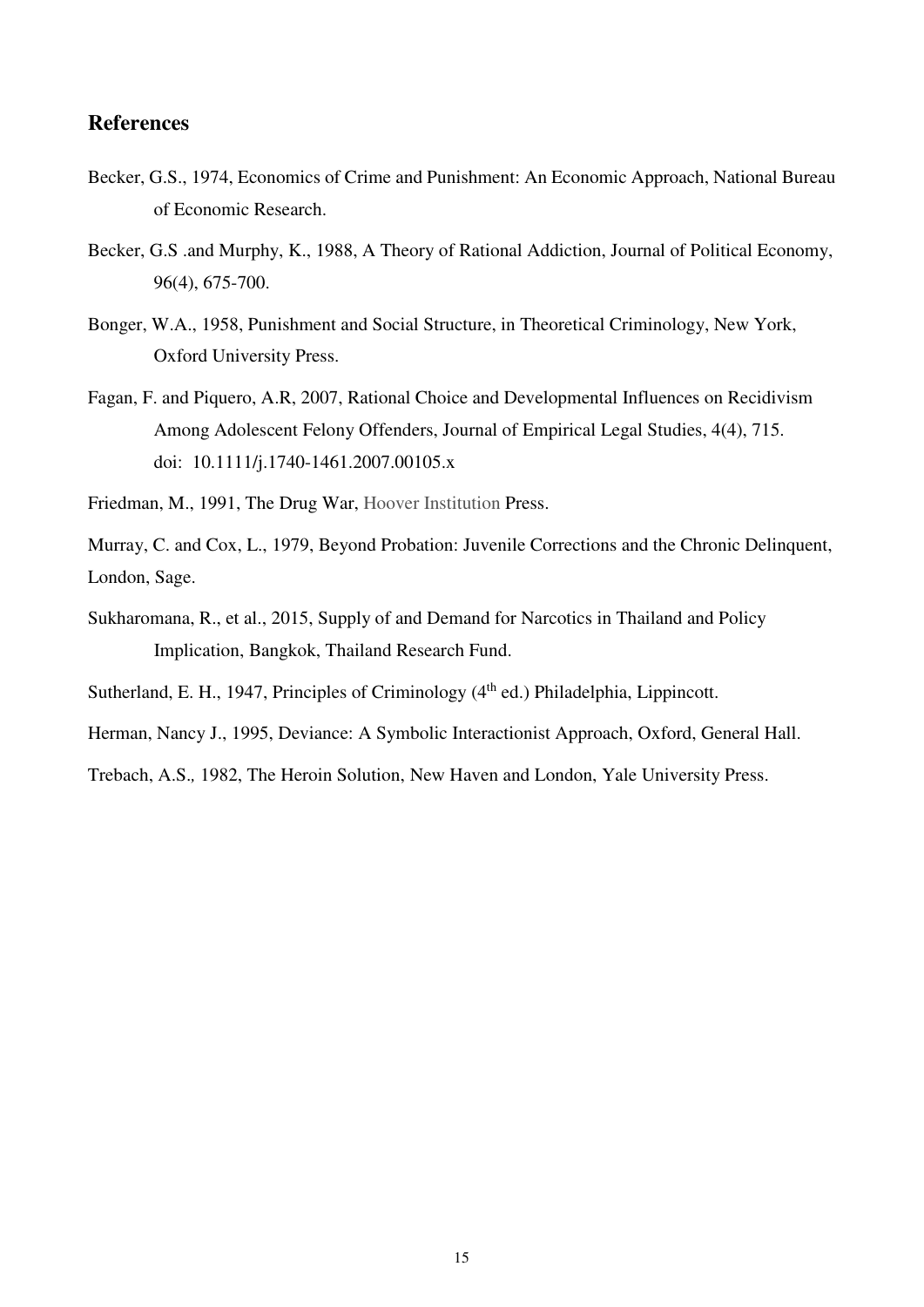## References

Becker, G.S., 1974, Economics of Crime and Punishment: An Economic Approach, National Bureau of Economic Research.

Becker, G.S .and Murphy, K., 1988, A Theory of Rational Addiction, Journal of Political Economy, 96(4), 675-700.

Bonger, W.A., 1958, Punishment and Social Structure, in Theoretical Criminology, New York, Oxford University Press.

Fagan, F. and Piquero, A.R, 2007, Rational Choice and Developmental Influences on Recidivism Among Adolescent Felony Offenders, Journal of Empirical Legal Studies, 4(4), 715. doi: 10.1111/j.1740-1461.2007.00105.x

Friedman, M., 1991, The Drug War, Hoover Institution Press.

Murray, C. and Cox, L., 1979, Beyond Probation: Juvenile Corrections and the Chronic Delinquent, London, Sage.

Sukharomana, R., et al., 2015, Supply of and Demand for Narcotics in Thailand and Policy Implication, Bangkok, Thailand Research Fund.

Sutherland, E. H., 1947, Principles of Criminology (4th ed.) Philadelphia, Lippincott.

Herman, Nancy J., 1995, Deviance: A Symbolic Interactionist Approach, Oxford, General Hall.

Trebach, A.S., 1982, The Heroin Solution, New Haven and London, Yale University Press.